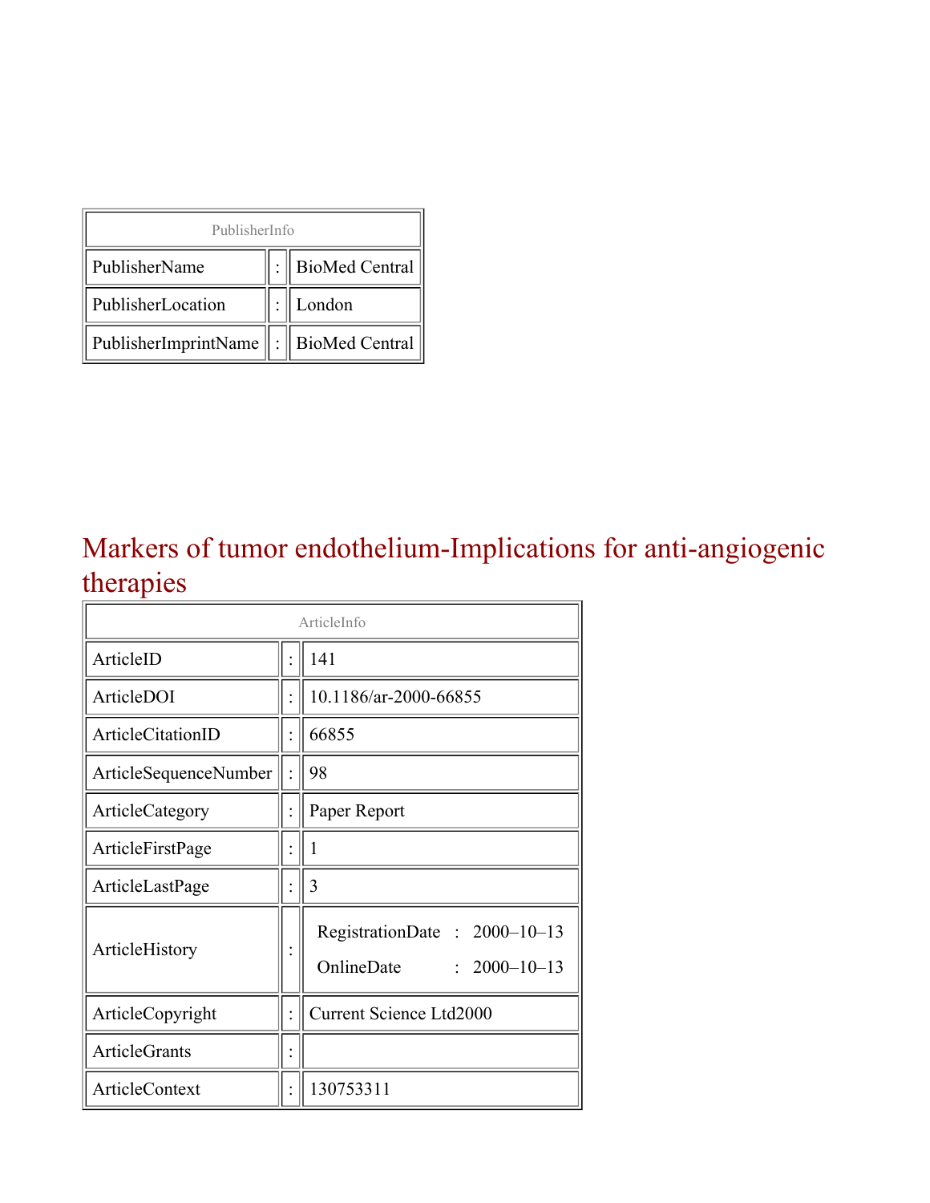| PublisherInfo | | |
|---|---|---|
| PublisherName | : | BioMed Central |
| PublisherLocation | : | London |
| PublisherImprintName | : | BioMed Central |

# Markers of tumor endothelium-Implications for anti-angiogenic therapies

| ArticleInfo | | |
|---|---|---|
| ArticleID | : | 141 |
| ArticleDOI | : | 10.1186/ar-2000-66855 |
| ArticleCitationID | : | 66855 |
| ArticleSequenceNumber | : | 98 |
| ArticleCategory | : | Paper Report |
| ArticleFirstPage | : | 1 |
| ArticleLastPage | : | 3 |
| ArticleHistory | : | RegistrationDate : 2000–10–13<br>OnlineDate : 2000–10–13 |
| ArticleCopyright | : | Current Science Ltd2000 |
| ArticleGrants | : | |
| ArticleContext | : | 130753311 |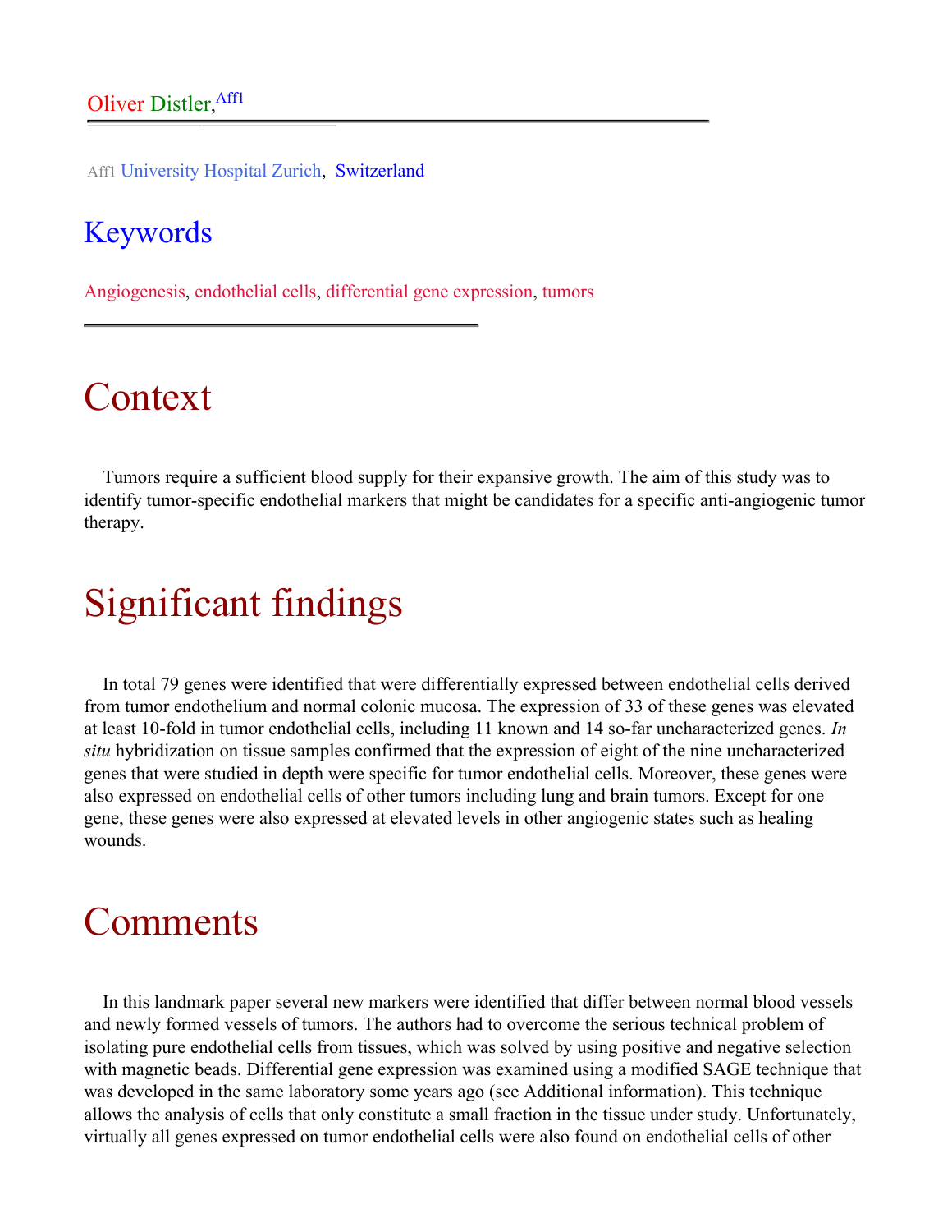Oliver Distler,[Aff1]

Aff1 University Hospital Zurich, Switzerland

## Keywords

Angiogenesis, endothelial cells, differential gene expression, tumors

# Context

Tumors require a sufficient blood supply for their expansive growth. The aim of this study was to identify tumor-specific endothelial markers that might be candidates for a specific anti-angiogenic tumor therapy.

# Significant findings

In total 79 genes were identified that were differentially expressed between endothelial cells derived from tumor endothelium and normal colonic mucosa. The expression of 33 of these genes was elevated at least 10-fold in tumor endothelial cells, including 11 known and 14 so-far uncharacterized genes. *In situ* hybridization on tissue samples confirmed that the expression of eight of the nine uncharacterized genes that were studied in depth were specific for tumor endothelial cells. Moreover, these genes were also expressed on endothelial cells of other tumors including lung and brain tumors. Except for one gene, these genes were also expressed at elevated levels in other angiogenic states such as healing wounds.

# Comments

In this landmark paper several new markers were identified that differ between normal blood vessels and newly formed vessels of tumors. The authors had to overcome the serious technical problem of isolating pure endothelial cells from tissues, which was solved by using positive and negative selection with magnetic beads. Differential gene expression was examined using a modified SAGE technique that was developed in the same laboratory some years ago (see Additional information). This technique allows the analysis of cells that only constitute a small fraction in the tissue under study. Unfortunately, virtually all genes expressed on tumor endothelial cells were also found on endothelial cells of other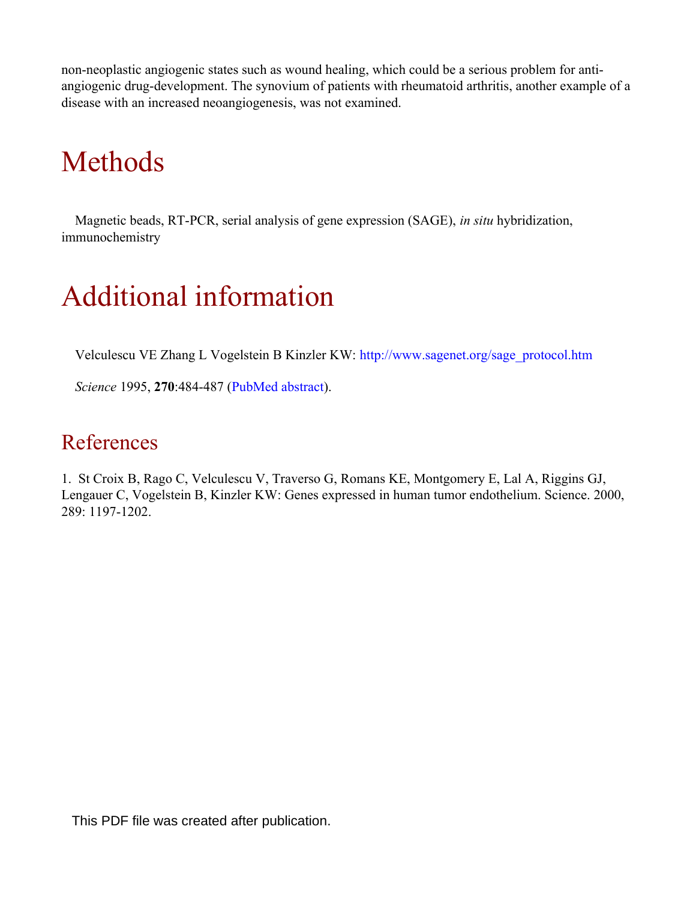non-neoplastic angiogenic states such as wound healing, which could be a serious problem for anti-angiogenic drug-development. The synovium of patients with rheumatoid arthritis, another example of a disease with an increased neoangiogenesis, was not examined.

# Methods

Magnetic beads, RT-PCR, serial analysis of gene expression (SAGE), *in situ* hybridization, immunochemistry

# Additional information

Velculescu VE Zhang L Vogelstein B Kinzler KW: http://www.sagenet.org/sage_protocol.htm

*Science* 1995, **270**:484-487 (PubMed abstract).

## References

1. St Croix B, Rago C, Velculescu V, Traverso G, Romans KE, Montgomery E, Lal A, Riggins GJ, Lengauer C, Vogelstein B, Kinzler KW: Genes expressed in human tumor endothelium. Science. 2000, 289: 1197-1202.

This PDF file was created after publication.